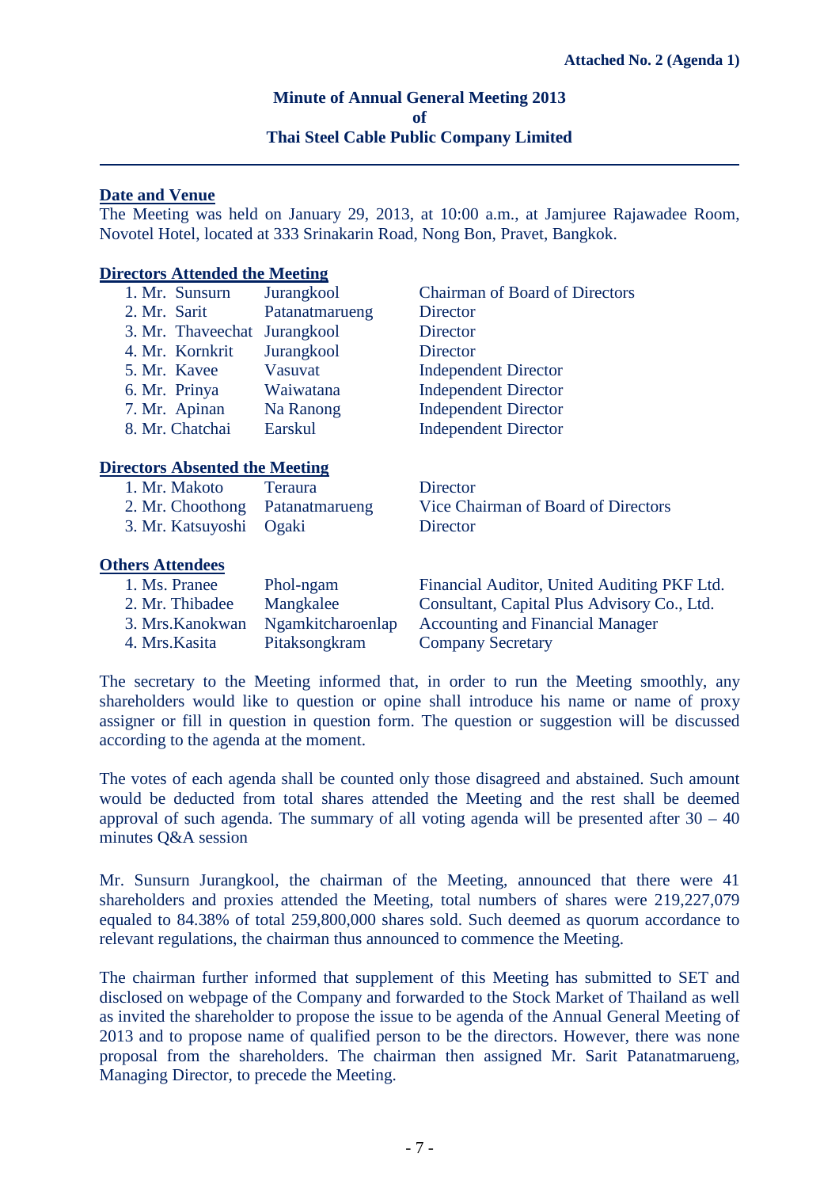**Attached No. 2 (Agenda 1)**

# Minute of Annual General Meeting 2013 of Thai Steel Cable Public Company Limited

## Date and Venue

The Meeting was held on January 29, 2013, at 10:00 a.m., at Jamjuree Rajawadee Room, Novotel Hotel, located at 333 Srinakarin Road, Nong Bon, Pravet, Bangkok.

## Directors Attended the Meeting

| | | |
|---|---|---|
| 1. Mr. Sunsurn | Jurangkool | Chairman of Board of Directors |
| 2. Mr. Sarit | Patanatmarueng | Director |
| 3. Mr. Thaveechat | Jurangkool | Director |
| 4. Mr. Kornkrit | Jurangkool | Director |
| 5. Mr. Kavee | Vasuvat | Independent Director |
| 6. Mr. Prinya | Waiwatana | Independent Director |
| 7. Mr. Apinan | Na Ranong | Independent Director |
| 8. Mr. Chatchai | Earskul | Independent Director |

## Directors Absented the Meeting

| | | |
|---|---|---|
| 1. Mr. Makoto | Teraura | Director |
| 2. Mr. Choothong | Patanatmarueng | Vice Chairman of Board of Directors |
| 3. Mr. Katsuyoshi | Ogaki | Director |

## Others Attendees

| | | |
|---|---|---|
| 1. Ms. Pranee | Phol-ngam | Financial Auditor, United Auditing PKF Ltd. |
| 2. Mr. Thibadee | Mangkalee | Consultant, Capital Plus Advisory Co., Ltd. |
| 3. Mrs.Kanokwan | Ngamkitcharoenlap | Accounting and Financial Manager |
| 4. Mrs.Kasita | Pitaksongkram | Company Secretary |

The secretary to the Meeting informed that, in order to run the Meeting smoothly, any shareholders would like to question or opine shall introduce his name or name of proxy assigner or fill in question in question form. The question or suggestion will be discussed according to the agenda at the moment.

The votes of each agenda shall be counted only those disagreed and abstained. Such amount would be deducted from total shares attended the Meeting and the rest shall be deemed approval of such agenda. The summary of all voting agenda will be presented after 30 – 40 minutes Q&A session

Mr. Sunsurn Jurangkool, the chairman of the Meeting, announced that there were 41 shareholders and proxies attended the Meeting, total numbers of shares were 219,227,079 equaled to 84.38% of total 259,800,000 shares sold. Such deemed as quorum accordance to relevant regulations, the chairman thus announced to commence the Meeting.

The chairman further informed that supplement of this Meeting has submitted to SET and disclosed on webpage of the Company and forwarded to the Stock Market of Thailand as well as invited the shareholder to propose the issue to be agenda of the Annual General Meeting of 2013 and to propose name of qualified person to be the directors. However, there was none proposal from the shareholders. The chairman then assigned Mr. Sarit Patanatmarueng, Managing Director, to precede the Meeting.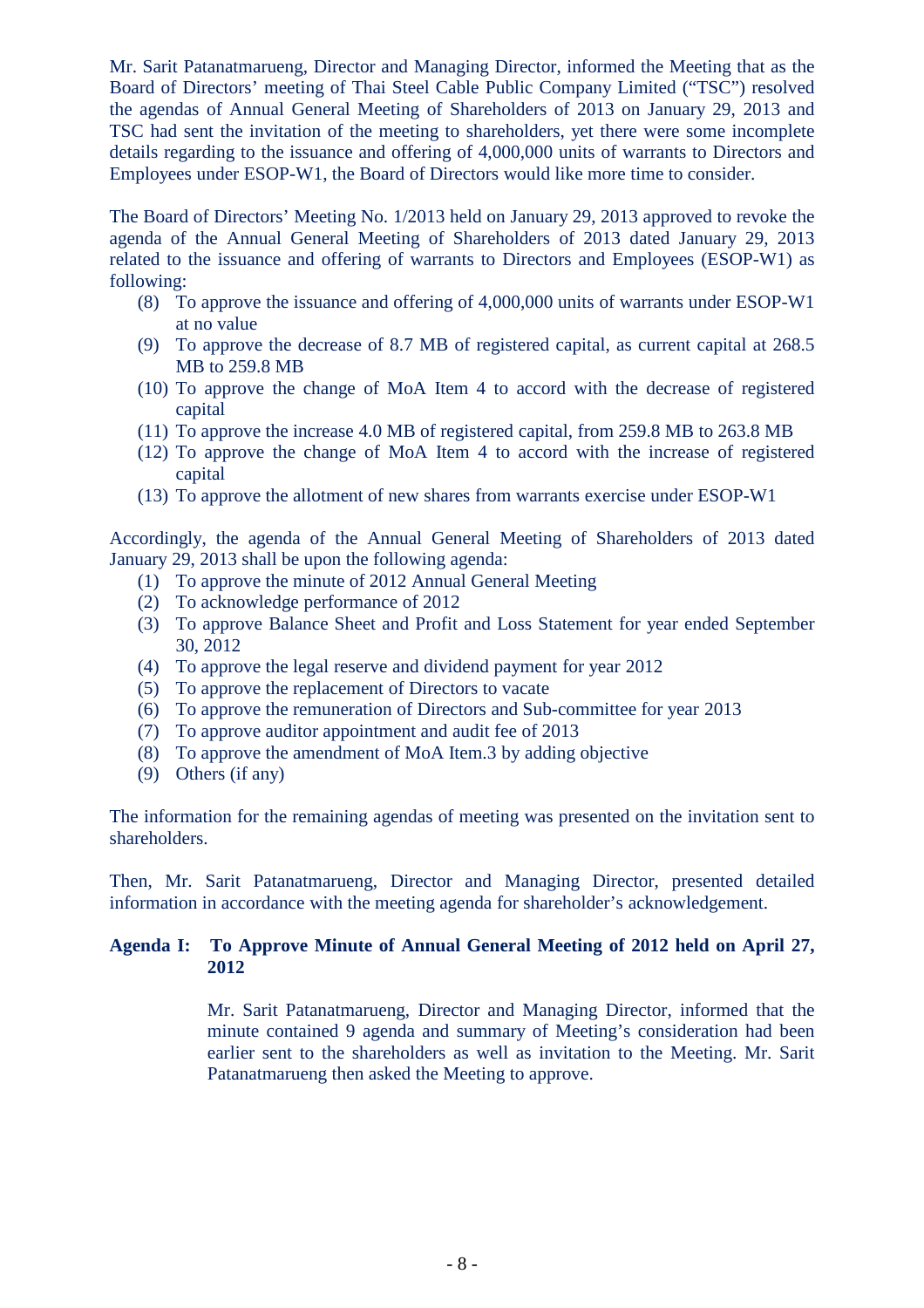Mr. Sarit Patanatmarueng, Director and Managing Director, informed the Meeting that as the Board of Directors' meeting of Thai Steel Cable Public Company Limited ("TSC") resolved the agendas of Annual General Meeting of Shareholders of 2013 on January 29, 2013 and TSC had sent the invitation of the meeting to shareholders, yet there were some incomplete details regarding to the issuance and offering of 4,000,000 units of warrants to Directors and Employees under ESOP-W1, the Board of Directors would like more time to consider.

The Board of Directors' Meeting No. 1/2013 held on January 29, 2013 approved to revoke the agenda of the Annual General Meeting of Shareholders of 2013 dated January 29, 2013 related to the issuance and offering of warrants to Directors and Employees (ESOP-W1) as following:

(8) To approve the issuance and offering of 4,000,000 units of warrants under ESOP-W1 at no value
(9) To approve the decrease of 8.7 MB of registered capital, as current capital at 268.5 MB to 259.8 MB
(10) To approve the change of MoA Item 4 to accord with the decrease of registered capital
(11) To approve the increase 4.0 MB of registered capital, from 259.8 MB to 263.8 MB
(12) To approve the change of MoA Item 4 to accord with the increase of registered capital
(13) To approve the allotment of new shares from warrants exercise under ESOP-W1

Accordingly, the agenda of the Annual General Meeting of Shareholders of 2013 dated January 29, 2013 shall be upon the following agenda:

(1) To approve the minute of 2012 Annual General Meeting
(2) To acknowledge performance of 2012
(3) To approve Balance Sheet and Profit and Loss Statement for year ended September 30, 2012
(4) To approve the legal reserve and dividend payment for year 2012
(5) To approve the replacement of Directors to vacate
(6) To approve the remuneration of Directors and Sub-committee for year 2013
(7) To approve auditor appointment and audit fee of 2013
(8) To approve the amendment of MoA Item.3 by adding objective
(9) Others (if any)

The information for the remaining agendas of meeting was presented on the invitation sent to shareholders.

Then, Mr. Sarit Patanatmarueng, Director and Managing Director, presented detailed information in accordance with the meeting agenda for shareholder's acknowledgement.

**Agenda I: To Approve Minute of Annual General Meeting of 2012 held on April 27, 2012**

Mr. Sarit Patanatmarueng, Director and Managing Director, informed that the minute contained 9 agenda and summary of Meeting's consideration had been earlier sent to the shareholders as well as invitation to the Meeting. Mr. Sarit Patanatmarueng then asked the Meeting to approve.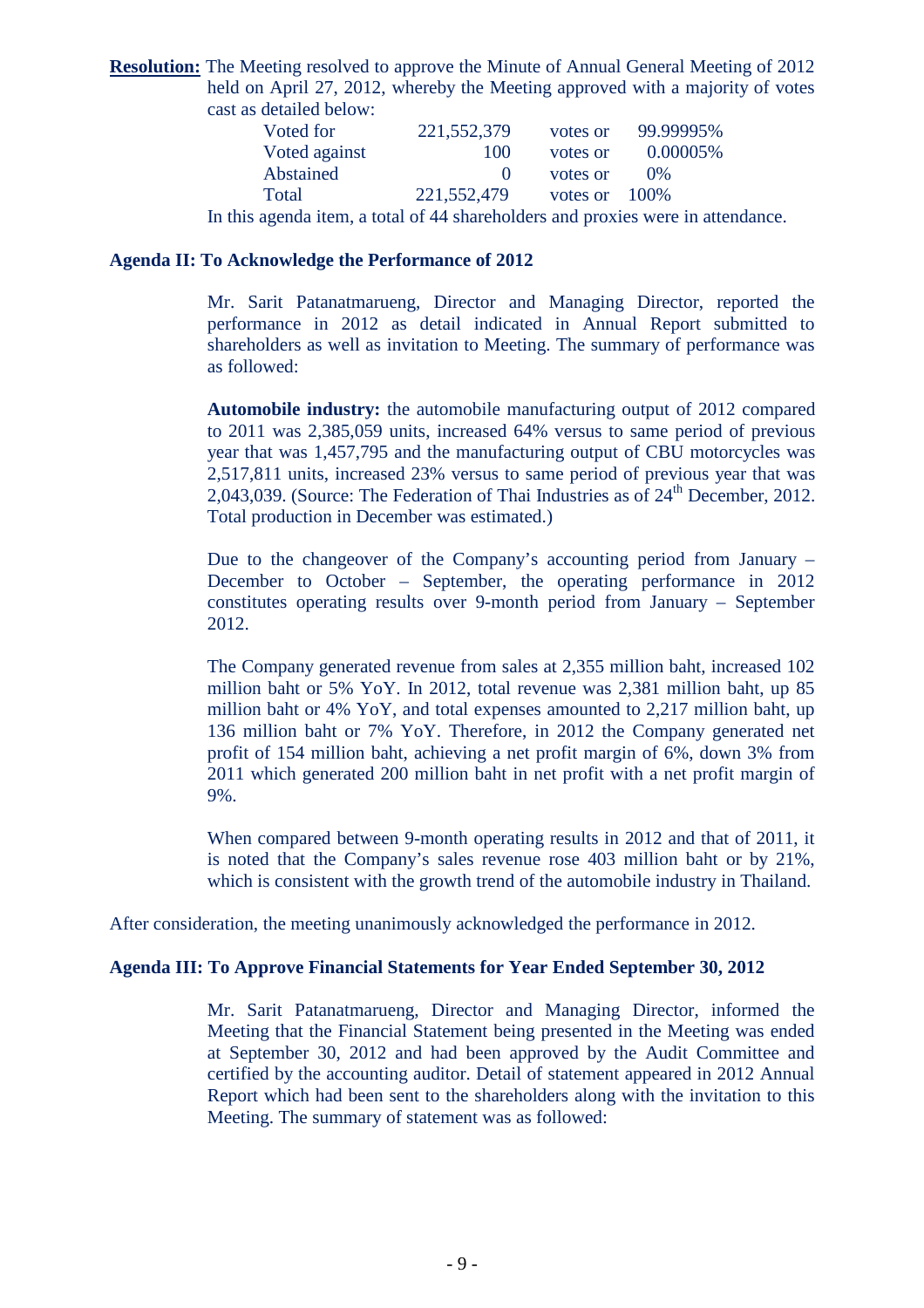**Resolution:** The Meeting resolved to approve the Minute of Annual General Meeting of 2012 held on April 27, 2012, whereby the Meeting approved with a majority of votes cast as detailed below:

| | | | |
|---|---|---|---|
| Voted for | 221,552,379 | votes or | 99.99995% |
| Voted against | 100 | votes or | 0.00005% |
| Abstained | 0 | votes or | 0% |
| Total | 221,552,479 | votes or | 100% |

In this agenda item, a total of 44 shareholders and proxies were in attendance.

**Agenda II: To Acknowledge the Performance of 2012**

Mr. Sarit Patanatmarueng, Director and Managing Director, reported the performance in 2012 as detail indicated in Annual Report submitted to shareholders as well as invitation to Meeting. The summary of performance was as followed:

**Automobile industry:** the automobile manufacturing output of 2012 compared to 2011 was 2,385,059 units, increased 64% versus to same period of previous year that was 1,457,795 and the manufacturing output of CBU motorcycles was 2,517,811 units, increased 23% versus to same period of previous year that was 2,043,039. (Source: The Federation of Thai Industries as of 24th December, 2012. Total production in December was estimated.)

Due to the changeover of the Company's accounting period from January – December to October – September, the operating performance in 2012 constitutes operating results over 9-month period from January – September 2012.

The Company generated revenue from sales at 2,355 million baht, increased 102 million baht or 5% YoY. In 2012, total revenue was 2,381 million baht, up 85 million baht or 4% YoY, and total expenses amounted to 2,217 million baht, up 136 million baht or 7% YoY. Therefore, in 2012 the Company generated net profit of 154 million baht, achieving a net profit margin of 6%, down 3% from 2011 which generated 200 million baht in net profit with a net profit margin of 9%.

When compared between 9-month operating results in 2012 and that of 2011, it is noted that the Company's sales revenue rose 403 million baht or by 21%, which is consistent with the growth trend of the automobile industry in Thailand.

After consideration, the meeting unanimously acknowledged the performance in 2012.

**Agenda III: To Approve Financial Statements for Year Ended September 30, 2012**

Mr. Sarit Patanatmarueng, Director and Managing Director, informed the Meeting that the Financial Statement being presented in the Meeting was ended at September 30, 2012 and had been approved by the Audit Committee and certified by the accounting auditor. Detail of statement appeared in 2012 Annual Report which had been sent to the shareholders along with the invitation to this Meeting. The summary of statement was as followed: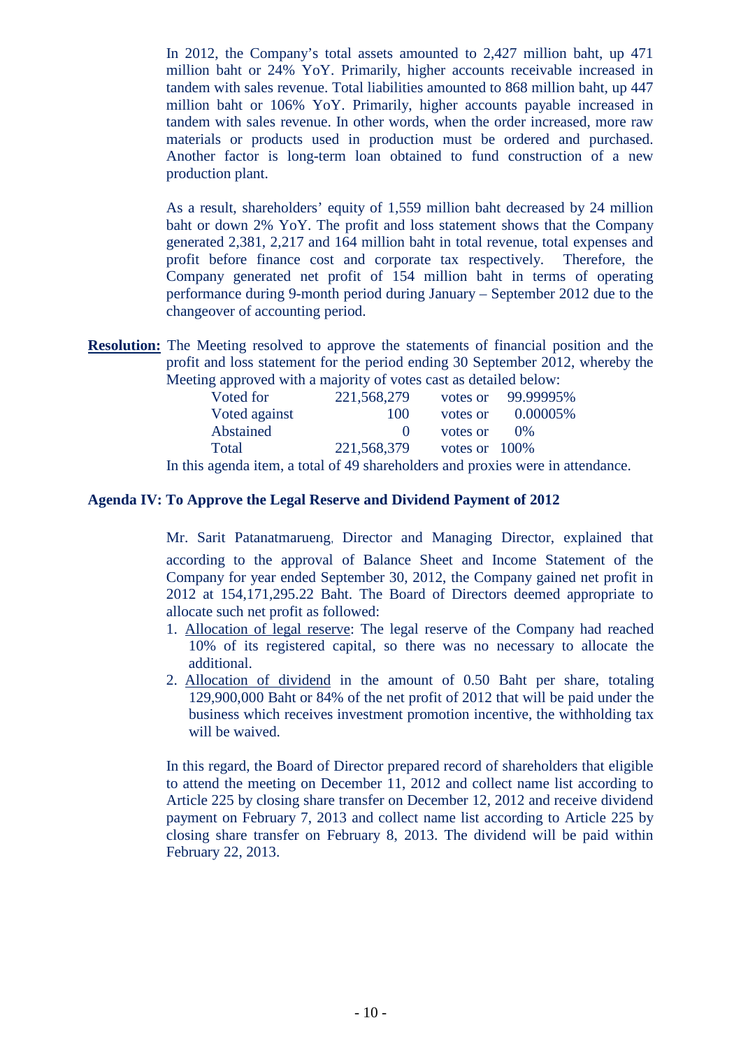In 2012, the Company's total assets amounted to 2,427 million baht, up 471 million baht or 24% YoY. Primarily, higher accounts receivable increased in tandem with sales revenue. Total liabilities amounted to 868 million baht, up 447 million baht or 106% YoY. Primarily, higher accounts payable increased in tandem with sales revenue. In other words, when the order increased, more raw materials or products used in production must be ordered and purchased. Another factor is long-term loan obtained to fund construction of a new production plant.

As a result, shareholders' equity of 1,559 million baht decreased by 24 million baht or down 2% YoY. The profit and loss statement shows that the Company generated 2,381, 2,217 and 164 million baht in total revenue, total expenses and profit before finance cost and corporate tax respectively. Therefore, the Company generated net profit of 154 million baht in terms of operating performance during 9-month period during January – September 2012 due to the changeover of accounting period.

**Resolution:** The Meeting resolved to approve the statements of financial position and the profit and loss statement for the period ending 30 September 2012, whereby the Meeting approved with a majority of votes cast as detailed below:

| | | | |
|---|---|---|---|
| Voted for | 221,568,279 | votes or | 99.99995% |
| Voted against | 100 | votes or | 0.00005% |
| Abstained | 0 | votes or | 0% |
| Total | 221,568,379 | votes or | 100% |

In this agenda item, a total of 49 shareholders and proxies were in attendance.

## Agenda IV: To Approve the Legal Reserve and Dividend Payment of 2012

Mr. Sarit Patanatmarueng, Director and Managing Director, explained that according to the approval of Balance Sheet and Income Statement of the Company for year ended September 30, 2012, the Company gained net profit in 2012 at 154,171,295.22 Baht. The Board of Directors deemed appropriate to allocate such net profit as followed:

1. Allocation of legal reserve: The legal reserve of the Company had reached 10% of its registered capital, so there was no necessary to allocate the additional.
2. Allocation of dividend in the amount of 0.50 Baht per share, totaling 129,900,000 Baht or 84% of the net profit of 2012 that will be paid under the business which receives investment promotion incentive, the withholding tax will be waived.

In this regard, the Board of Director prepared record of shareholders that eligible to attend the meeting on December 11, 2012 and collect name list according to Article 225 by closing share transfer on December 12, 2012 and receive dividend payment on February 7, 2013 and collect name list according to Article 225 by closing share transfer on February 8, 2013. The dividend will be paid within February 22, 2013.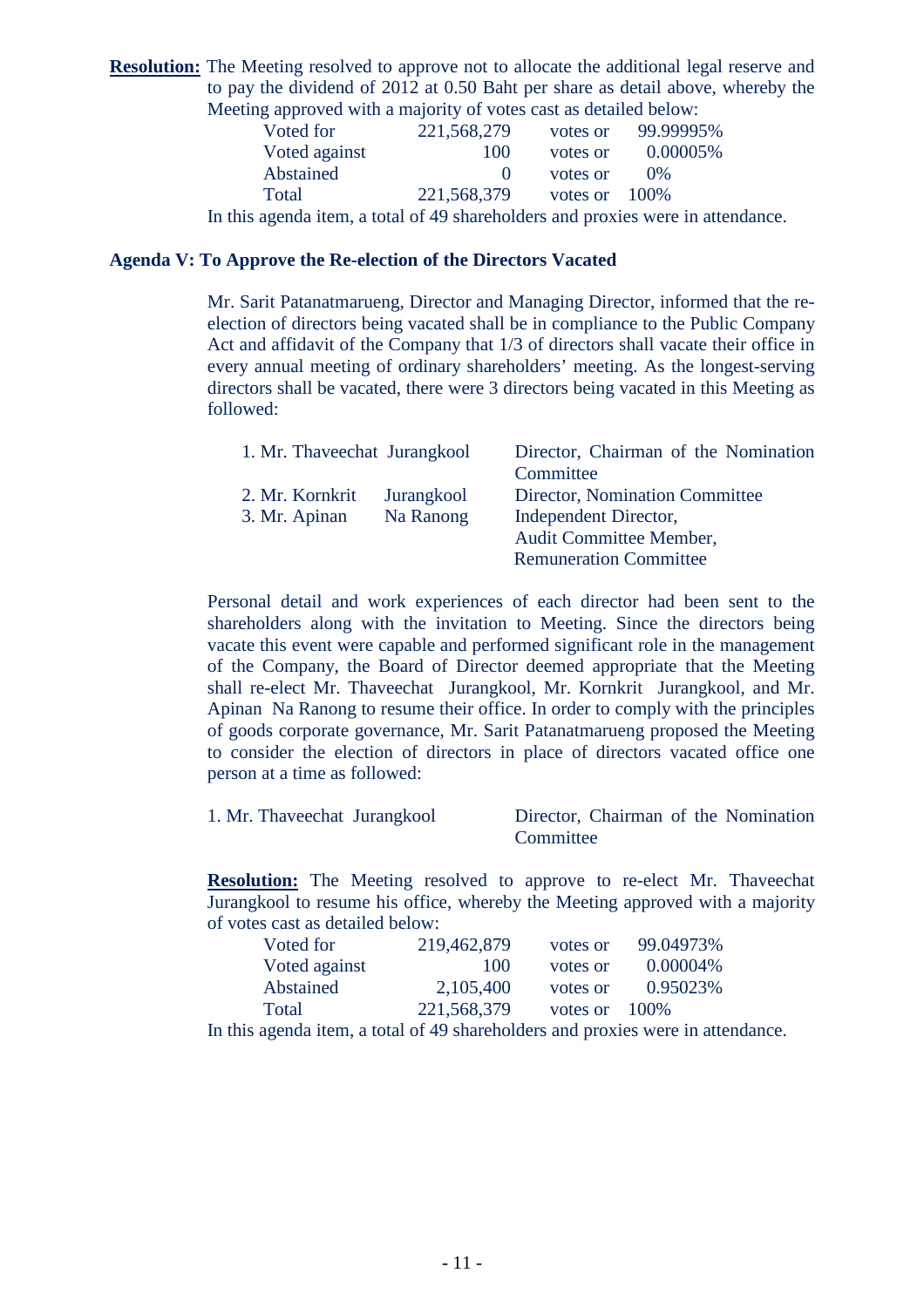**Resolution:** The Meeting resolved to approve not to allocate the additional legal reserve and to pay the dividend of 2012 at 0.50 Baht per share as detail above, whereby the Meeting approved with a majority of votes cast as detailed below:

| | | | |
|---|---|---|---|
| Voted for | 221,568,279 | votes or | 99.99995% |
| Voted against | 100 | votes or | 0.00005% |
| Abstained | 0 | votes or | 0% |
| Total | 221,568,379 | votes or | 100% |

In this agenda item, a total of 49 shareholders and proxies were in attendance.

**Agenda V: To Approve the Re-election of the Directors Vacated**

Mr. Sarit Patanatmarueng, Director and Managing Director, informed that the re-election of directors being vacated shall be in compliance to the Public Company Act and affidavit of the Company that 1/3 of directors shall vacate their office in every annual meeting of ordinary shareholders' meeting. As the longest-serving directors shall be vacated, there were 3 directors being vacated in this Meeting as followed:

| | |
|---|---|
| 1. Mr. Thaveechat Jurangkool | Director, Chairman of the Nomination Committee |
| 2. Mr. Kornkrit Jurangkool | Director, Nomination Committee |
| 3. Mr. Apinan Na Ranong | Independent Director, Audit Committee Member, Remuneration Committee |

Personal detail and work experiences of each director had been sent to the shareholders along with the invitation to Meeting. Since the directors being vacate this event were capable and performed significant role in the management of the Company, the Board of Director deemed appropriate that the Meeting shall re-elect Mr. Thaveechat Jurangkool, Mr. Kornkrit Jurangkool, and Mr. Apinan Na Ranong to resume their office. In order to comply with the principles of goods corporate governance, Mr. Sarit Patanatmarueng proposed the Meeting to consider the election of directors in place of directors vacated office one person at a time as followed:

1. Mr. Thaveechat Jurangkool — Director, Chairman of the Nomination Committee

**Resolution:** The Meeting resolved to approve to re-elect Mr. Thaveechat Jurangkool to resume his office, whereby the Meeting approved with a majority of votes cast as detailed below:

| | | | |
|---|---|---|---|
| Voted for | 219,462,879 | votes or | 99.04973% |
| Voted against | 100 | votes or | 0.00004% |
| Abstained | 2,105,400 | votes or | 0.95023% |
| Total | 221,568,379 | votes or | 100% |

In this agenda item, a total of 49 shareholders and proxies were in attendance.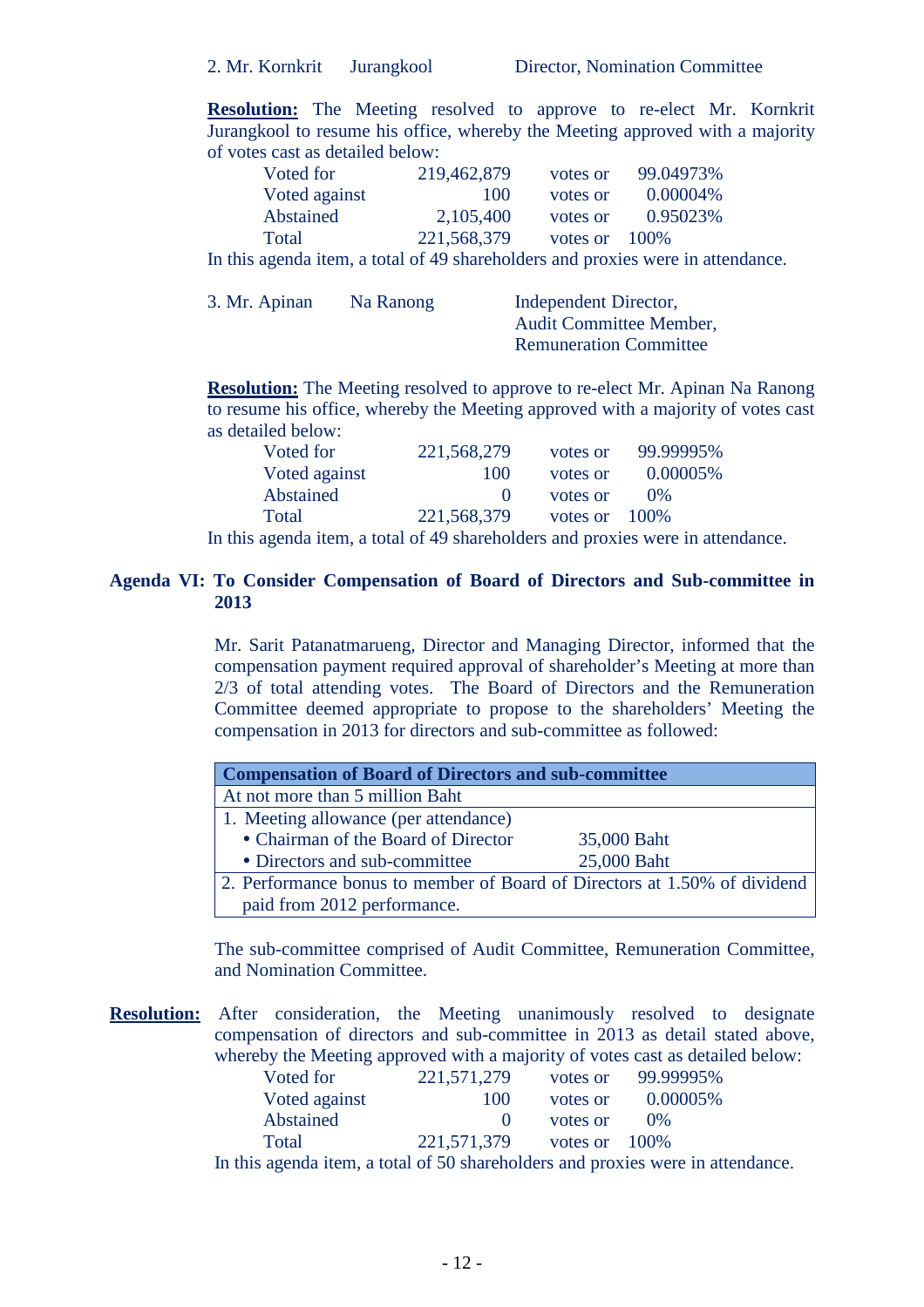2. Mr. Kornkrit Jurangkool Director, Nomination Committee

**Resolution:** The Meeting resolved to approve to re-elect Mr. Kornkrit Jurangkool to resume his office, whereby the Meeting approved with a majority of votes cast as detailed below:

| | | | |
|---|---|---|---|
| Voted for | 219,462,879 | votes or | 99.04973% |
| Voted against | 100 | votes or | 0.00004% |
| Abstained | 2,105,400 | votes or | 0.95023% |
| Total | 221,568,379 | votes or | 100% |

In this agenda item, a total of 49 shareholders and proxies were in attendance.

3. Mr. Apinan Na Ranong Independent Director, Audit Committee Member, Remuneration Committee

**Resolution:** The Meeting resolved to approve to re-elect Mr. Apinan Na Ranong to resume his office, whereby the Meeting approved with a majority of votes cast as detailed below:

| | | | |
|---|---|---|---|
| Voted for | 221,568,279 | votes or | 99.99995% |
| Voted against | 100 | votes or | 0.00005% |
| Abstained | 0 | votes or | 0% |
| Total | 221,568,379 | votes or | 100% |

In this agenda item, a total of 49 shareholders and proxies were in attendance.

## Agenda VI: To Consider Compensation of Board of Directors and Sub-committee in 2013

Mr. Sarit Patanatmarueng, Director and Managing Director, informed that the compensation payment required approval of shareholder's Meeting at more than 2/3 of total attending votes. The Board of Directors and the Remuneration Committee deemed appropriate to propose to the shareholders' Meeting the compensation in 2013 for directors and sub-committee as followed:

| **Compensation of Board of Directors and sub-committee** | |
|---|---|
| At not more than 5 million Baht | |
| 1. Meeting allowance (per attendance) | |
| • Chairman of the Board of Director | 35,000 Baht |
| • Directors and sub-committee | 25,000 Baht |
| 2. Performance bonus to member of Board of Directors at 1.50% of dividend paid from 2012 performance. | |

The sub-committee comprised of Audit Committee, Remuneration Committee, and Nomination Committee.

**Resolution:** After consideration, the Meeting unanimously resolved to designate compensation of directors and sub-committee in 2013 as detail stated above, whereby the Meeting approved with a majority of votes cast as detailed below:

| | | | |
|---|---|---|---|
| Voted for | 221,571,279 | votes or | 99.99995% |
| Voted against | 100 | votes or | 0.00005% |
| Abstained | 0 | votes or | 0% |
| Total | 221,571,379 | votes or | 100% |

In this agenda item, a total of 50 shareholders and proxies were in attendance.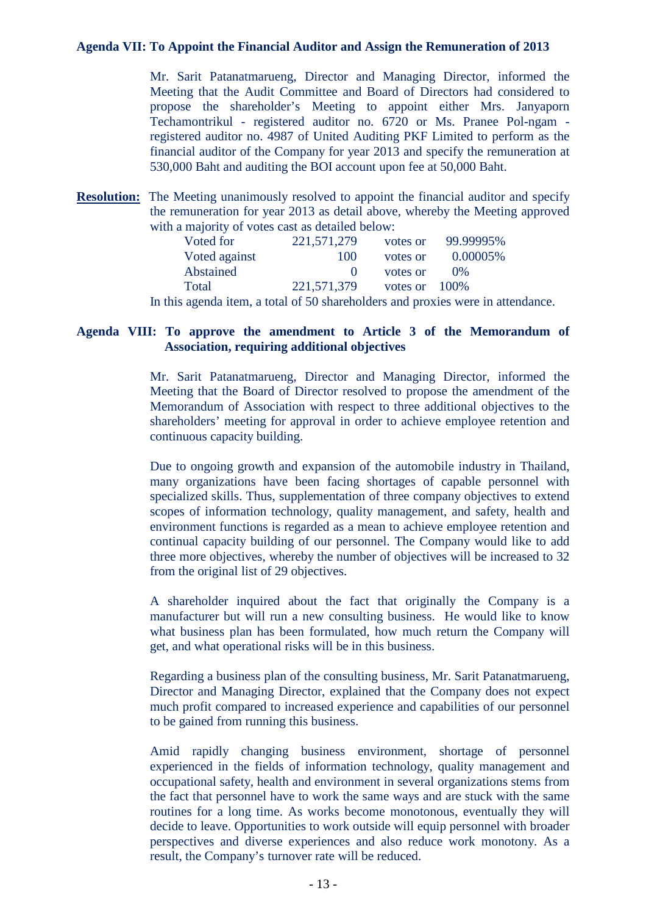**Agenda VII: To Appoint the Financial Auditor and Assign the Remuneration of 2013**

Mr. Sarit Patanatmarueng, Director and Managing Director, informed the Meeting that the Audit Committee and Board of Directors had considered to propose the shareholder's Meeting to appoint either Mrs. Janyaporn Techamontrikul - registered auditor no. 6720 or Ms. Pranee Pol-ngam - registered auditor no. 4987 of United Auditing PKF Limited to perform as the financial auditor of the Company for year 2013 and specify the remuneration at 530,000 Baht and auditing the BOI account upon fee at 50,000 Baht.

**Resolution:** The Meeting unanimously resolved to appoint the financial auditor and specify the remuneration for year 2013 as detail above, whereby the Meeting approved with a majority of votes cast as detailed below:

| | | | |
|---|---|---|---|
| Voted for | 221,571,279 | votes or | 99.99995% |
| Voted against | 100 | votes or | 0.00005% |
| Abstained | 0 | votes or | 0% |
| Total | 221,571,379 | votes or | 100% |

In this agenda item, a total of 50 shareholders and proxies were in attendance.

**Agenda VIII: To approve the amendment to Article 3 of the Memorandum of Association, requiring additional objectives**

Mr. Sarit Patanatmarueng, Director and Managing Director, informed the Meeting that the Board of Director resolved to propose the amendment of the Memorandum of Association with respect to three additional objectives to the shareholders' meeting for approval in order to achieve employee retention and continuous capacity building.

Due to ongoing growth and expansion of the automobile industry in Thailand, many organizations have been facing shortages of capable personnel with specialized skills. Thus, supplementation of three company objectives to extend scopes of information technology, quality management, and safety, health and environment functions is regarded as a mean to achieve employee retention and continual capacity building of our personnel. The Company would like to add three more objectives, whereby the number of objectives will be increased to 32 from the original list of 29 objectives.

A shareholder inquired about the fact that originally the Company is a manufacturer but will run a new consulting business. He would like to know what business plan has been formulated, how much return the Company will get, and what operational risks will be in this business.

Regarding a business plan of the consulting business, Mr. Sarit Patanatmarueng, Director and Managing Director, explained that the Company does not expect much profit compared to increased experience and capabilities of our personnel to be gained from running this business.

Amid rapidly changing business environment, shortage of personnel experienced in the fields of information technology, quality management and occupational safety, health and environment in several organizations stems from the fact that personnel have to work the same ways and are stuck with the same routines for a long time. As works become monotonous, eventually they will decide to leave. Opportunities to work outside will equip personnel with broader perspectives and diverse experiences and also reduce work monotony. As a result, the Company's turnover rate will be reduced.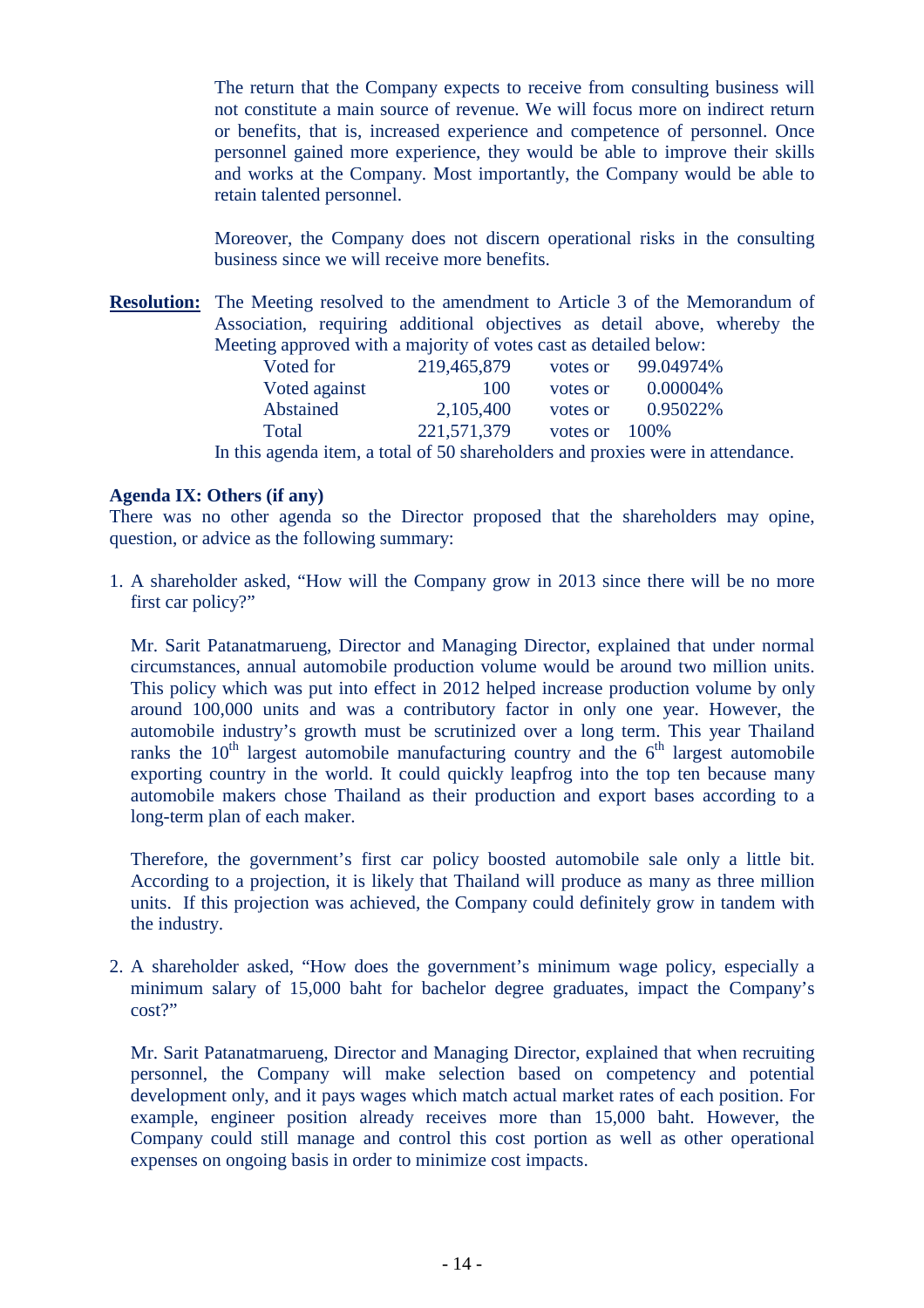The return that the Company expects to receive from consulting business will not constitute a main source of revenue. We will focus more on indirect return or benefits, that is, increased experience and competence of personnel. Once personnel gained more experience, they would be able to improve their skills and works at the Company. Most importantly, the Company would be able to retain talented personnel.

Moreover, the Company does not discern operational risks in the consulting business since we will receive more benefits.

**Resolution:** The Meeting resolved to the amendment to Article 3 of the Memorandum of Association, requiring additional objectives as detail above, whereby the Meeting approved with a majority of votes cast as detailed below:

| | | | |
|---|---|---|---|
| Voted for | 219,465,879 | votes or | 99.04974% |
| Voted against | 100 | votes or | 0.00004% |
| Abstained | 2,105,400 | votes or | 0.95022% |
| Total | 221,571,379 | votes or | 100% |

In this agenda item, a total of 50 shareholders and proxies were in attendance.

**Agenda IX: Others (if any)**

There was no other agenda so the Director proposed that the shareholders may opine, question, or advice as the following summary:

1. A shareholder asked, "How will the Company grow in 2013 since there will be no more first car policy?"

   Mr. Sarit Patanatmarueng, Director and Managing Director, explained that under normal circumstances, annual automobile production volume would be around two million units. This policy which was put into effect in 2012 helped increase production volume by only around 100,000 units and was a contributory factor in only one year. However, the automobile industry's growth must be scrutinized over a long term. This year Thailand ranks the 10th largest automobile manufacturing country and the 6th largest automobile exporting country in the world. It could quickly leapfrog into the top ten because many automobile makers chose Thailand as their production and export bases according to a long-term plan of each maker.

   Therefore, the government's first car policy boosted automobile sale only a little bit. According to a projection, it is likely that Thailand will produce as many as three million units. If this projection was achieved, the Company could definitely grow in tandem with the industry.

2. A shareholder asked, "How does the government's minimum wage policy, especially a minimum salary of 15,000 baht for bachelor degree graduates, impact the Company's cost?"

   Mr. Sarit Patanatmarueng, Director and Managing Director, explained that when recruiting personnel, the Company will make selection based on competency and potential development only, and it pays wages which match actual market rates of each position. For example, engineer position already receives more than 15,000 baht. However, the Company could still manage and control this cost portion as well as other operational expenses on ongoing basis in order to minimize cost impacts.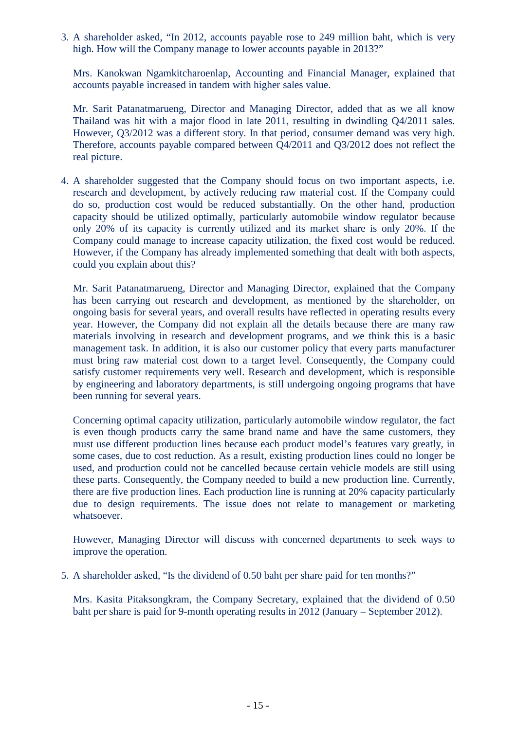3. A shareholder asked, "In 2012, accounts payable rose to 249 million baht, which is very high. How will the Company manage to lower accounts payable in 2013?"

   Mrs. Kanokwan Ngamkitcharoenlap, Accounting and Financial Manager, explained that accounts payable increased in tandem with higher sales value.

   Mr. Sarit Patanatmarueng, Director and Managing Director, added that as we all know Thailand was hit with a major flood in late 2011, resulting in dwindling Q4/2011 sales. However, Q3/2012 was a different story. In that period, consumer demand was very high. Therefore, accounts payable compared between Q4/2011 and Q3/2012 does not reflect the real picture.

4. A shareholder suggested that the Company should focus on two important aspects, i.e. research and development, by actively reducing raw material cost. If the Company could do so, production cost would be reduced substantially. On the other hand, production capacity should be utilized optimally, particularly automobile window regulator because only 20% of its capacity is currently utilized and its market share is only 20%. If the Company could manage to increase capacity utilization, the fixed cost would be reduced. However, if the Company has already implemented something that dealt with both aspects, could you explain about this?

   Mr. Sarit Patanatmarueng, Director and Managing Director, explained that the Company has been carrying out research and development, as mentioned by the shareholder, on ongoing basis for several years, and overall results have reflected in operating results every year. However, the Company did not explain all the details because there are many raw materials involving in research and development programs, and we think this is a basic management task. In addition, it is also our customer policy that every parts manufacturer must bring raw material cost down to a target level. Consequently, the Company could satisfy customer requirements very well. Research and development, which is responsible by engineering and laboratory departments, is still undergoing ongoing programs that have been running for several years.

   Concerning optimal capacity utilization, particularly automobile window regulator, the fact is even though products carry the same brand name and have the same customers, they must use different production lines because each product model's features vary greatly, in some cases, due to cost reduction. As a result, existing production lines could no longer be used, and production could not be cancelled because certain vehicle models are still using these parts. Consequently, the Company needed to build a new production line. Currently, there are five production lines. Each production line is running at 20% capacity particularly due to design requirements. The issue does not relate to management or marketing whatsoever.

   However, Managing Director will discuss with concerned departments to seek ways to improve the operation.

5. A shareholder asked, "Is the dividend of 0.50 baht per share paid for ten months?"

   Mrs. Kasita Pitaksongkram, the Company Secretary, explained that the dividend of 0.50 baht per share is paid for 9-month operating results in 2012 (January – September 2012).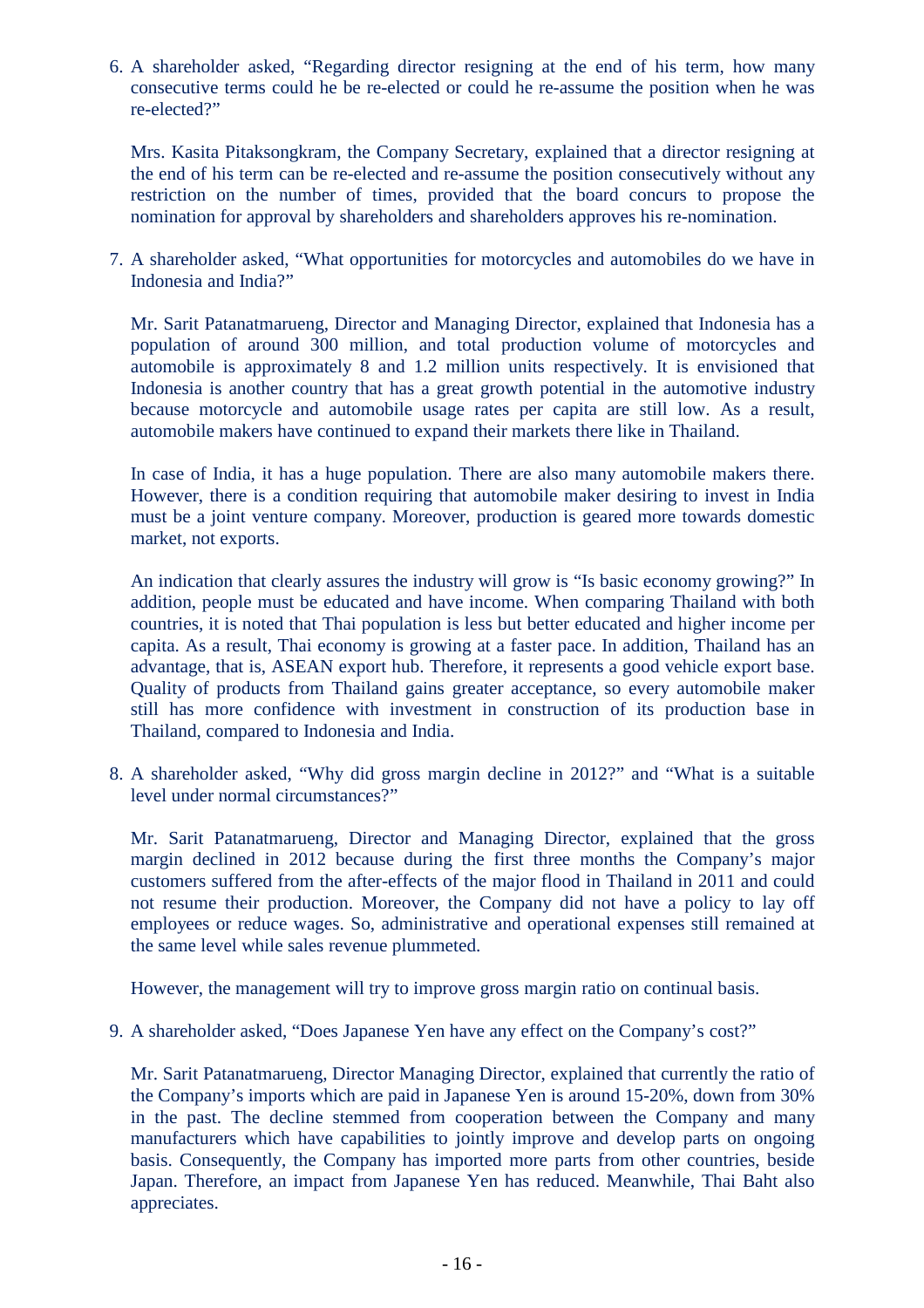6. A shareholder asked, "Regarding director resigning at the end of his term, how many consecutive terms could he be re-elected or could he re-assume the position when he was re-elected?"

   Mrs. Kasita Pitaksongkram, the Company Secretary, explained that a director resigning at the end of his term can be re-elected and re-assume the position consecutively without any restriction on the number of times, provided that the board concurs to propose the nomination for approval by shareholders and shareholders approves his re-nomination.

7. A shareholder asked, "What opportunities for motorcycles and automobiles do we have in Indonesia and India?"

   Mr. Sarit Patanatmarueng, Director and Managing Director, explained that Indonesia has a population of around 300 million, and total production volume of motorcycles and automobile is approximately 8 and 1.2 million units respectively. It is envisioned that Indonesia is another country that has a great growth potential in the automotive industry because motorcycle and automobile usage rates per capita are still low. As a result, automobile makers have continued to expand their markets there like in Thailand.

   In case of India, it has a huge population. There are also many automobile makers there. However, there is a condition requiring that automobile maker desiring to invest in India must be a joint venture company. Moreover, production is geared more towards domestic market, not exports.

   An indication that clearly assures the industry will grow is "Is basic economy growing?" In addition, people must be educated and have income. When comparing Thailand with both countries, it is noted that Thai population is less but better educated and higher income per capita. As a result, Thai economy is growing at a faster pace. In addition, Thailand has an advantage, that is, ASEAN export hub. Therefore, it represents a good vehicle export base. Quality of products from Thailand gains greater acceptance, so every automobile maker still has more confidence with investment in construction of its production base in Thailand, compared to Indonesia and India.

8. A shareholder asked, "Why did gross margin decline in 2012?" and "What is a suitable level under normal circumstances?"

   Mr. Sarit Patanatmarueng, Director and Managing Director, explained that the gross margin declined in 2012 because during the first three months the Company's major customers suffered from the after-effects of the major flood in Thailand in 2011 and could not resume their production. Moreover, the Company did not have a policy to lay off employees or reduce wages. So, administrative and operational expenses still remained at the same level while sales revenue plummeted.

   However, the management will try to improve gross margin ratio on continual basis.

9. A shareholder asked, "Does Japanese Yen have any effect on the Company's cost?"

   Mr. Sarit Patanatmarueng, Director Managing Director, explained that currently the ratio of the Company's imports which are paid in Japanese Yen is around 15-20%, down from 30% in the past. The decline stemmed from cooperation between the Company and many manufacturers which have capabilities to jointly improve and develop parts on ongoing basis. Consequently, the Company has imported more parts from other countries, beside Japan. Therefore, an impact from Japanese Yen has reduced. Meanwhile, Thai Baht also appreciates.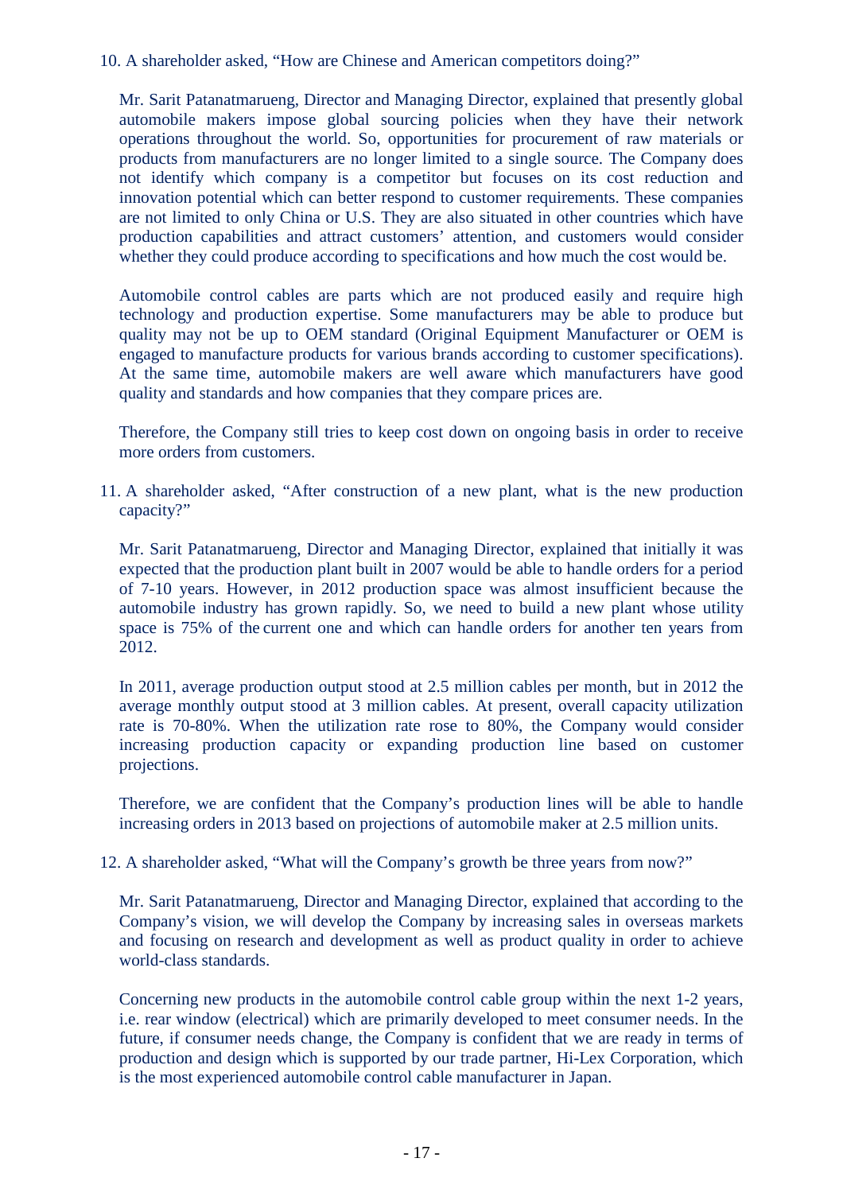10. A shareholder asked, "How are Chinese and American competitors doing?"

    Mr. Sarit Patanatmarueng, Director and Managing Director, explained that presently global automobile makers impose global sourcing policies when they have their network operations throughout the world. So, opportunities for procurement of raw materials or products from manufacturers are no longer limited to a single source. The Company does not identify which company is a competitor but focuses on its cost reduction and innovation potential which can better respond to customer requirements. These companies are not limited to only China or U.S. They are also situated in other countries which have production capabilities and attract customers' attention, and customers would consider whether they could produce according to specifications and how much the cost would be.

    Automobile control cables are parts which are not produced easily and require high technology and production expertise. Some manufacturers may be able to produce but quality may not be up to OEM standard (Original Equipment Manufacturer or OEM is engaged to manufacture products for various brands according to customer specifications). At the same time, automobile makers are well aware which manufacturers have good quality and standards and how companies that they compare prices are.

    Therefore, the Company still tries to keep cost down on ongoing basis in order to receive more orders from customers.

11. A shareholder asked, "After construction of a new plant, what is the new production capacity?"

    Mr. Sarit Patanatmarueng, Director and Managing Director, explained that initially it was expected that the production plant built in 2007 would be able to handle orders for a period of 7-10 years. However, in 2012 production space was almost insufficient because the automobile industry has grown rapidly. So, we need to build a new plant whose utility space is 75% of the current one and which can handle orders for another ten years from 2012.

    In 2011, average production output stood at 2.5 million cables per month, but in 2012 the average monthly output stood at 3 million cables. At present, overall capacity utilization rate is 70-80%. When the utilization rate rose to 80%, the Company would consider increasing production capacity or expanding production line based on customer projections.

    Therefore, we are confident that the Company's production lines will be able to handle increasing orders in 2013 based on projections of automobile maker at 2.5 million units.

12. A shareholder asked, "What will the Company's growth be three years from now?"

    Mr. Sarit Patanatmarueng, Director and Managing Director, explained that according to the Company's vision, we will develop the Company by increasing sales in overseas markets and focusing on research and development as well as product quality in order to achieve world-class standards.

    Concerning new products in the automobile control cable group within the next 1-2 years, i.e. rear window (electrical) which are primarily developed to meet consumer needs. In the future, if consumer needs change, the Company is confident that we are ready in terms of production and design which is supported by our trade partner, Hi-Lex Corporation, which is the most experienced automobile control cable manufacturer in Japan.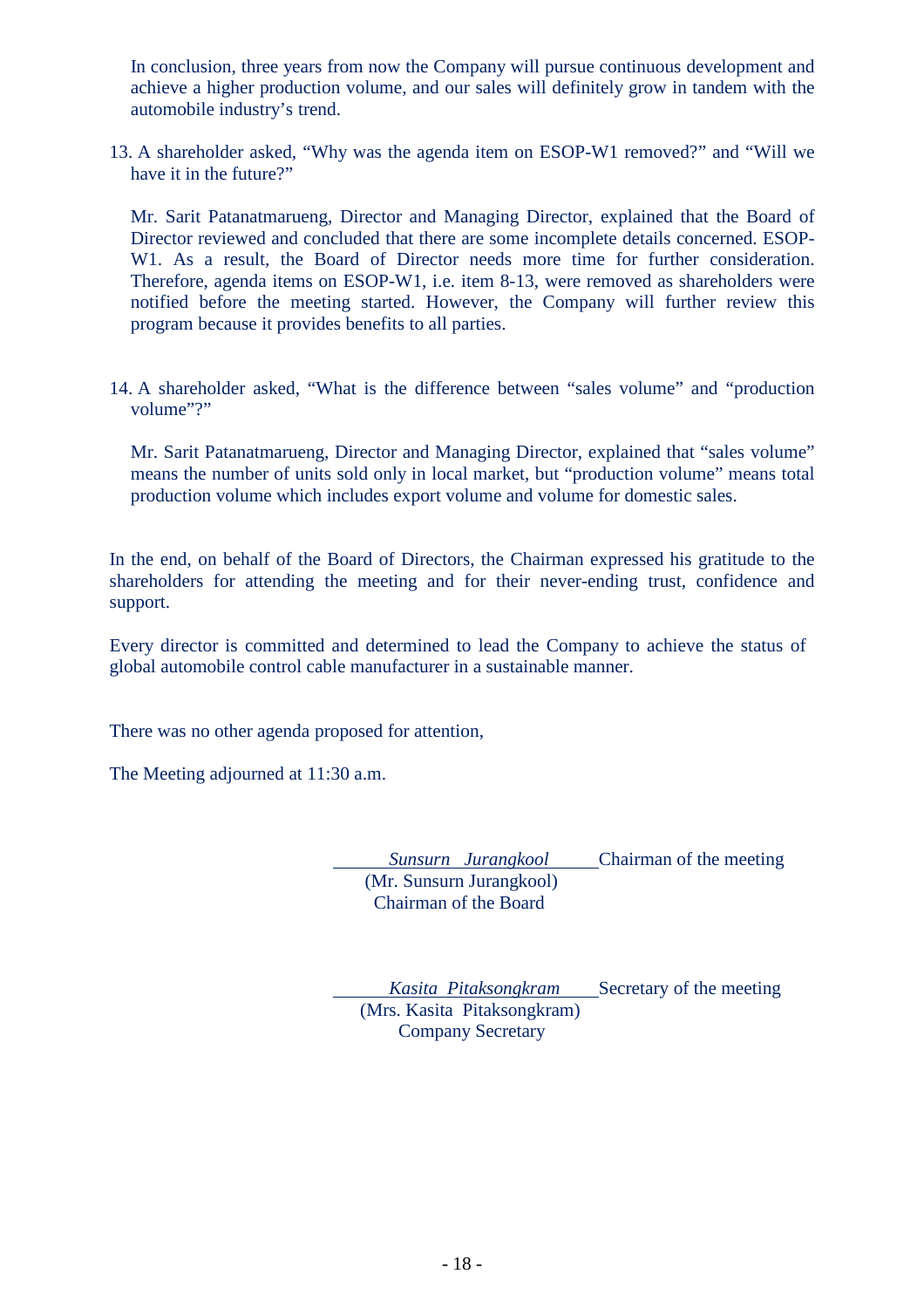In conclusion, three years from now the Company will pursue continuous development and achieve a higher production volume, and our sales will definitely grow in tandem with the automobile industry's trend.

13. A shareholder asked, "Why was the agenda item on ESOP-W1 removed?" and "Will we have it in the future?"

    Mr. Sarit Patanatmarueng, Director and Managing Director, explained that the Board of Director reviewed and concluded that there are some incomplete details concerned. ESOP-W1. As a result, the Board of Director needs more time for further consideration. Therefore, agenda items on ESOP-W1, i.e. item 8-13, were removed as shareholders were notified before the meeting started. However, the Company will further review this program because it provides benefits to all parties.

14. A shareholder asked, "What is the difference between "sales volume" and "production volume"?"

    Mr. Sarit Patanatmarueng, Director and Managing Director, explained that "sales volume" means the number of units sold only in local market, but "production volume" means total production volume which includes export volume and volume for domestic sales.

In the end, on behalf of the Board of Directors, the Chairman expressed his gratitude to the shareholders for attending the meeting and for their never-ending trust, confidence and support.

Every director is committed and determined to lead the Company to achieve the status of global automobile control cable manufacturer in a sustainable manner.

There was no other agenda proposed for attention,

The Meeting adjourned at 11:30 a.m.

*Sunsurn Jurangkool* Chairman of the meeting
(Mr. Sunsurn Jurangkool)
Chairman of the Board

*Kasita Pitaksongkram* Secretary of the meeting
(Mrs. Kasita Pitaksongkram)
Company Secretary